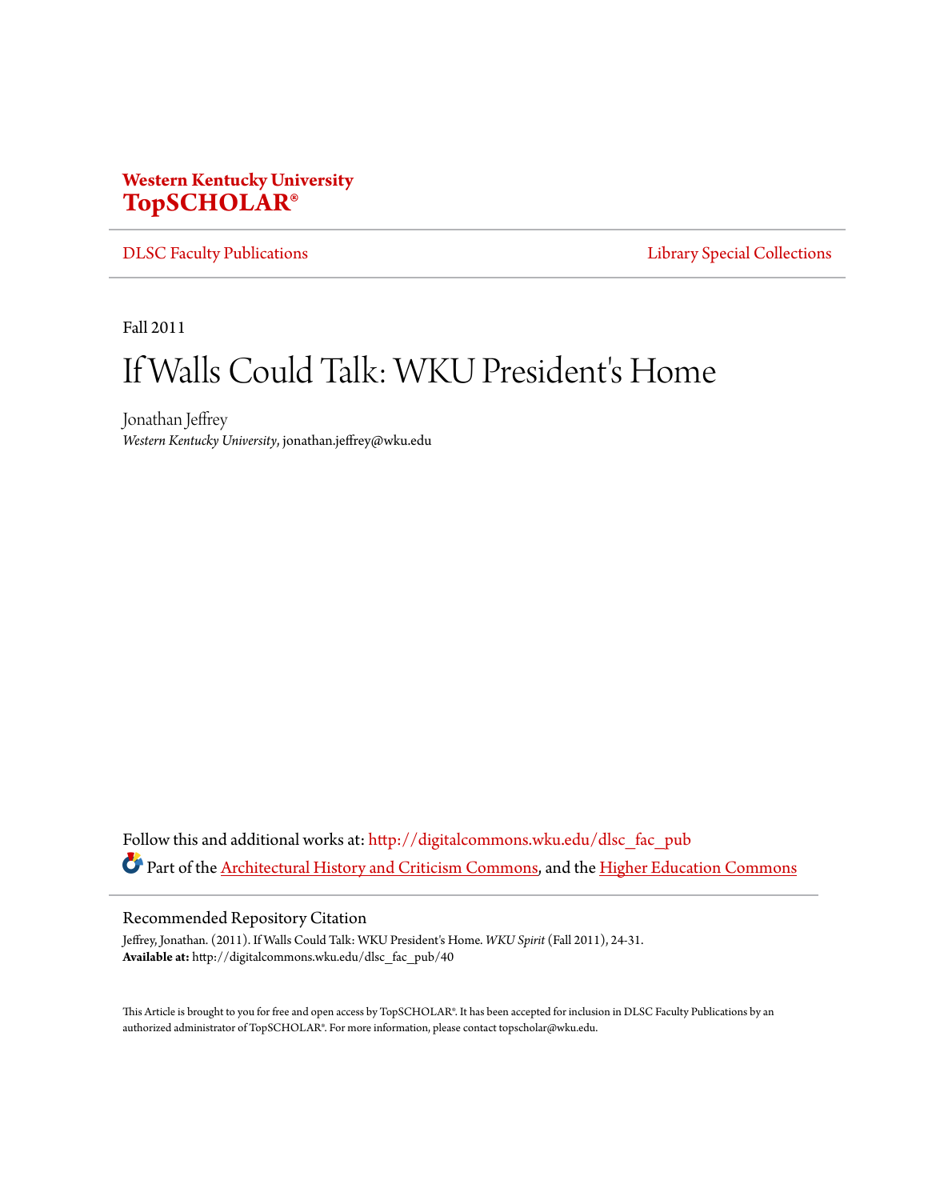**Western Kentucky University**
**TopSCHOLAR®**

DLSC Faculty Publications | Library Special Collections

Fall 2011

# If Walls Could Talk: WKU President's Home

Jonathan Jeffrey
*Western Kentucky University*, jonathan.jeffrey@wku.edu

Follow this and additional works at: http://digitalcommons.wku.edu/dlsc_fac_pub

Part of the Architectural History and Criticism Commons, and the Higher Education Commons

## Recommended Repository Citation

Jeffrey, Jonathan. (2011). If Walls Could Talk: WKU President's Home. *WKU Spirit* (Fall 2011), 24-31.
**Available at:** http://digitalcommons.wku.edu/dlsc_fac_pub/40

This Article is brought to you for free and open access by TopSCHOLAR®. It has been accepted for inclusion in DLSC Faculty Publications by an authorized administrator of TopSCHOLAR®. For more information, please contact topscholar@wku.edu.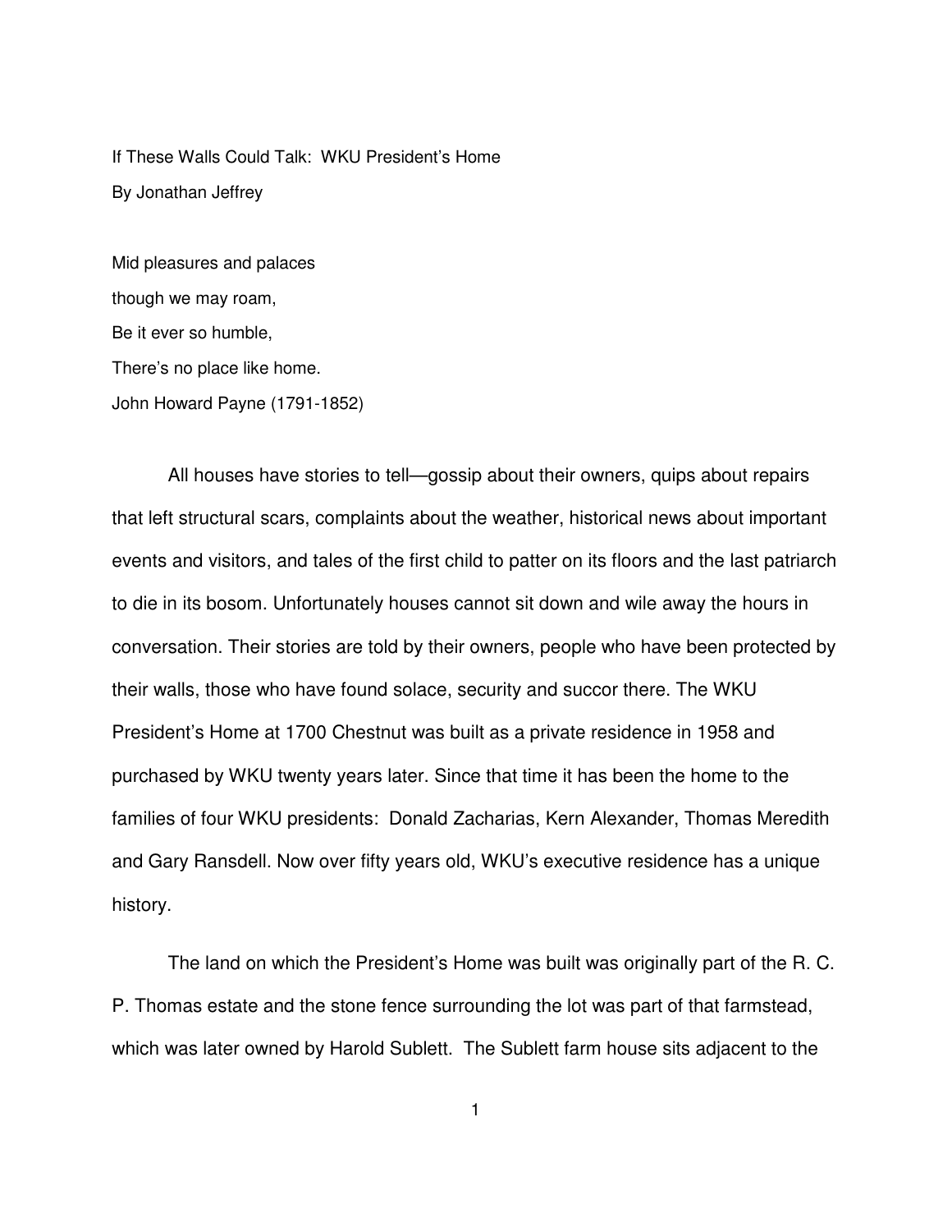If These Walls Could Talk: WKU President's Home

By Jonathan Jeffrey

Mid pleasures and palaces
though we may roam,
Be it ever so humble,
There's no place like home.
John Howard Payne (1791-1852)

All houses have stories to tell—gossip about their owners, quips about repairs that left structural scars, complaints about the weather, historical news about important events and visitors, and tales of the first child to patter on its floors and the last patriarch to die in its bosom. Unfortunately houses cannot sit down and wile away the hours in conversation. Their stories are told by their owners, people who have been protected by their walls, those who have found solace, security and succor there. The WKU President's Home at 1700 Chestnut was built as a private residence in 1958 and purchased by WKU twenty years later. Since that time it has been the home to the families of four WKU presidents: Donald Zacharias, Kern Alexander, Thomas Meredith and Gary Ransdell. Now over fifty years old, WKU's executive residence has a unique history.

The land on which the President's Home was built was originally part of the R. C. P. Thomas estate and the stone fence surrounding the lot was part of that farmstead, which was later owned by Harold Sublett. The Sublett farm house sits adjacent to the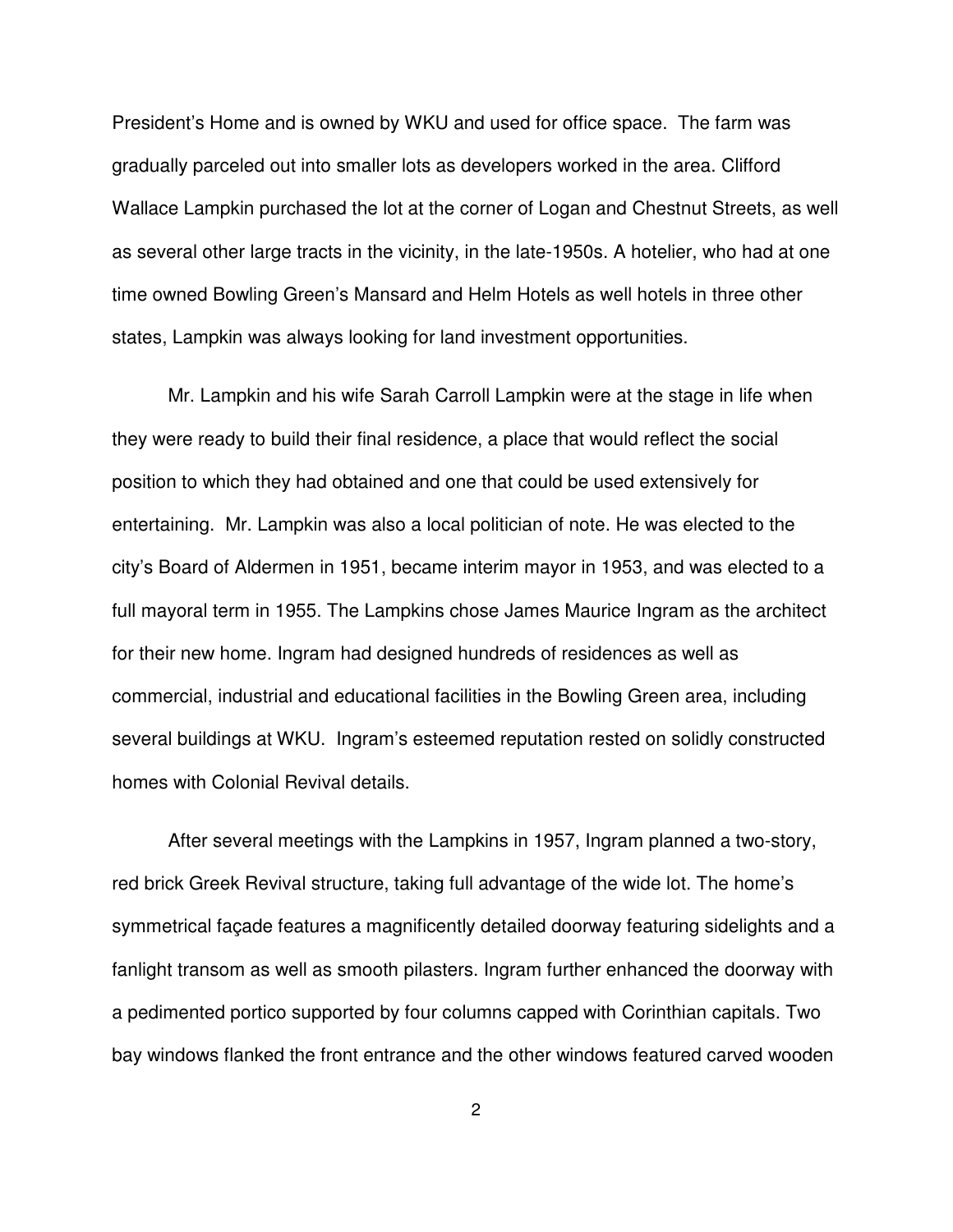President's Home and is owned by WKU and used for office space. The farm was gradually parceled out into smaller lots as developers worked in the area. Clifford Wallace Lampkin purchased the lot at the corner of Logan and Chestnut Streets, as well as several other large tracts in the vicinity, in the late-1950s. A hotelier, who had at one time owned Bowling Green's Mansard and Helm Hotels as well hotels in three other states, Lampkin was always looking for land investment opportunities.

Mr. Lampkin and his wife Sarah Carroll Lampkin were at the stage in life when they were ready to build their final residence, a place that would reflect the social position to which they had obtained and one that could be used extensively for entertaining. Mr. Lampkin was also a local politician of note. He was elected to the city's Board of Aldermen in 1951, became interim mayor in 1953, and was elected to a full mayoral term in 1955. The Lampkins chose James Maurice Ingram as the architect for their new home. Ingram had designed hundreds of residences as well as commercial, industrial and educational facilities in the Bowling Green area, including several buildings at WKU. Ingram's esteemed reputation rested on solidly constructed homes with Colonial Revival details.

After several meetings with the Lampkins in 1957, Ingram planned a two-story, red brick Greek Revival structure, taking full advantage of the wide lot. The home's symmetrical façade features a magnificently detailed doorway featuring sidelights and a fanlight transom as well as smooth pilasters. Ingram further enhanced the doorway with a pedimented portico supported by four columns capped with Corinthian capitals. Two bay windows flanked the front entrance and the other windows featured carved wooden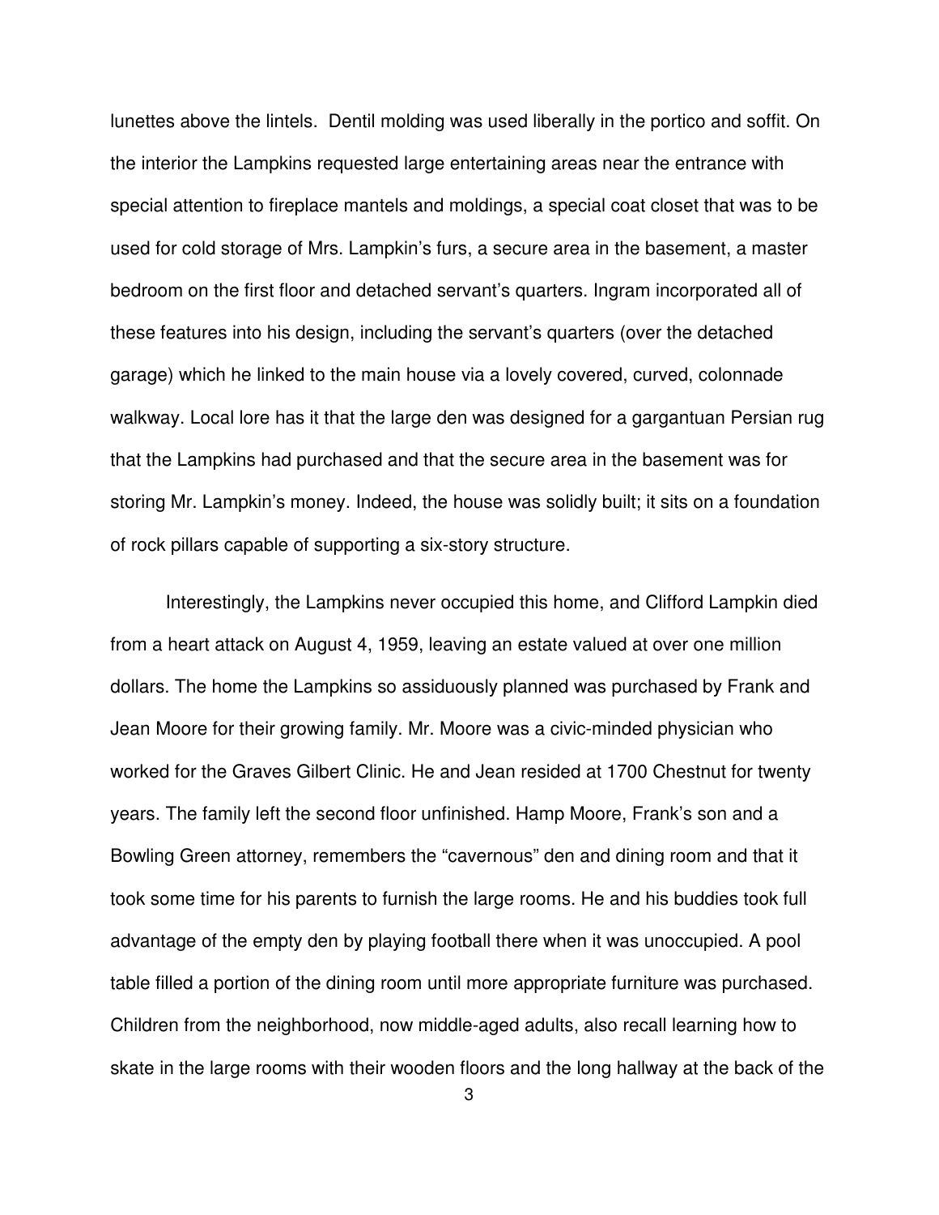lunettes above the lintels. Dentil molding was used liberally in the portico and soffit. On the interior the Lampkins requested large entertaining areas near the entrance with special attention to fireplace mantels and moldings, a special coat closet that was to be used for cold storage of Mrs. Lampkin's furs, a secure area in the basement, a master bedroom on the first floor and detached servant's quarters. Ingram incorporated all of these features into his design, including the servant's quarters (over the detached garage) which he linked to the main house via a lovely covered, curved, colonnade walkway. Local lore has it that the large den was designed for a gargantuan Persian rug that the Lampkins had purchased and that the secure area in the basement was for storing Mr. Lampkin's money. Indeed, the house was solidly built; it sits on a foundation of rock pillars capable of supporting a six-story structure.

Interestingly, the Lampkins never occupied this home, and Clifford Lampkin died from a heart attack on August 4, 1959, leaving an estate valued at over one million dollars. The home the Lampkins so assiduously planned was purchased by Frank and Jean Moore for their growing family. Mr. Moore was a civic-minded physician who worked for the Graves Gilbert Clinic. He and Jean resided at 1700 Chestnut for twenty years. The family left the second floor unfinished. Hamp Moore, Frank's son and a Bowling Green attorney, remembers the "cavernous" den and dining room and that it took some time for his parents to furnish the large rooms. He and his buddies took full advantage of the empty den by playing football there when it was unoccupied. A pool table filled a portion of the dining room until more appropriate furniture was purchased. Children from the neighborhood, now middle-aged adults, also recall learning how to skate in the large rooms with their wooden floors and the long hallway at the back of the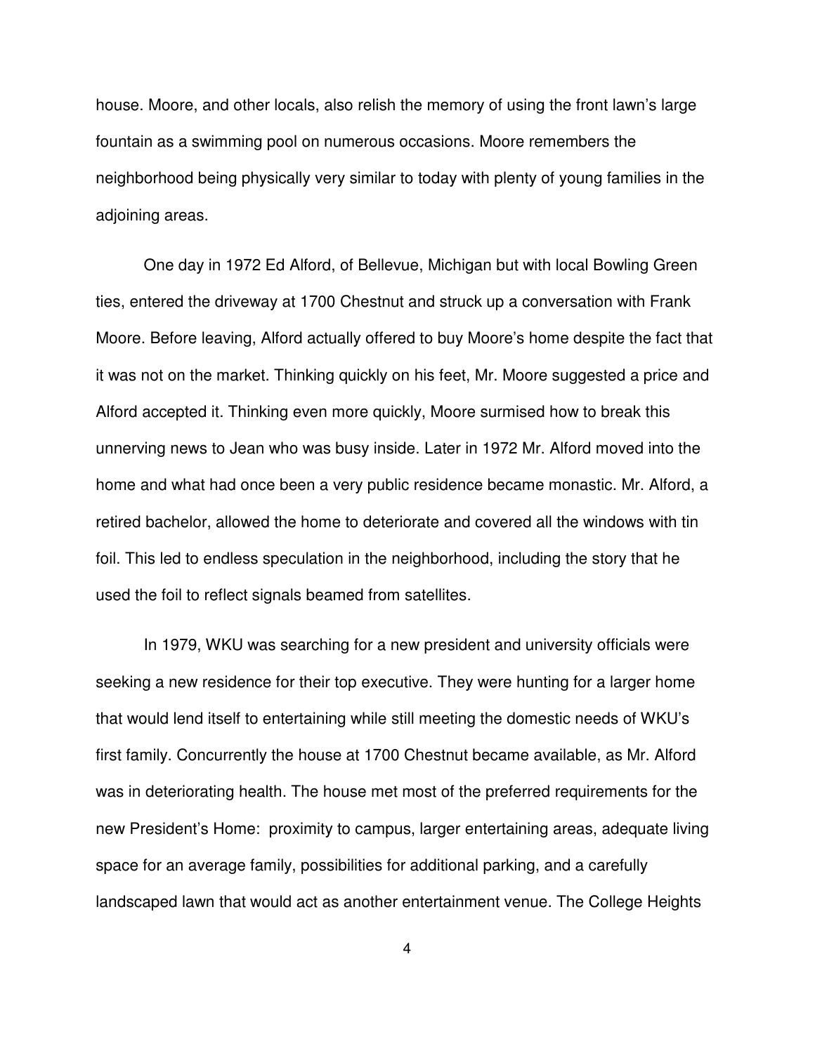house. Moore, and other locals, also relish the memory of using the front lawn's large fountain as a swimming pool on numerous occasions. Moore remembers the neighborhood being physically very similar to today with plenty of young families in the adjoining areas.

One day in 1972 Ed Alford, of Bellevue, Michigan but with local Bowling Green ties, entered the driveway at 1700 Chestnut and struck up a conversation with Frank Moore. Before leaving, Alford actually offered to buy Moore's home despite the fact that it was not on the market. Thinking quickly on his feet, Mr. Moore suggested a price and Alford accepted it. Thinking even more quickly, Moore surmised how to break this unnerving news to Jean who was busy inside. Later in 1972 Mr. Alford moved into the home and what had once been a very public residence became monastic. Mr. Alford, a retired bachelor, allowed the home to deteriorate and covered all the windows with tin foil. This led to endless speculation in the neighborhood, including the story that he used the foil to reflect signals beamed from satellites.

In 1979, WKU was searching for a new president and university officials were seeking a new residence for their top executive. They were hunting for a larger home that would lend itself to entertaining while still meeting the domestic needs of WKU's first family. Concurrently the house at 1700 Chestnut became available, as Mr. Alford was in deteriorating health. The house met most of the preferred requirements for the new President's Home: proximity to campus, larger entertaining areas, adequate living space for an average family, possibilities for additional parking, and a carefully landscaped lawn that would act as another entertainment venue. The College Heights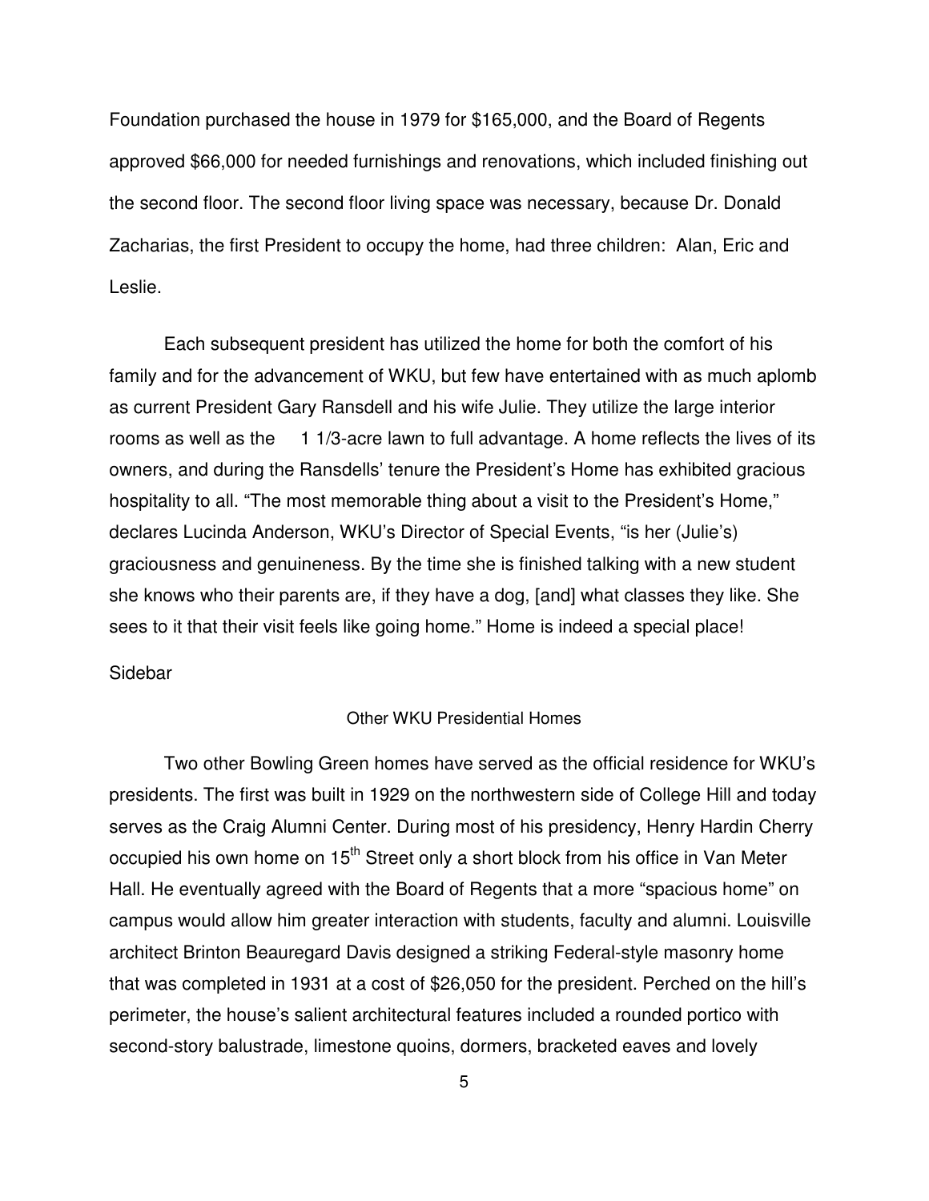Foundation purchased the house in 1979 for $165,000, and the Board of Regents approved $66,000 for needed furnishings and renovations, which included finishing out the second floor. The second floor living space was necessary, because Dr. Donald Zacharias, the first President to occupy the home, had three children: Alan, Eric and Leslie.

Each subsequent president has utilized the home for both the comfort of his family and for the advancement of WKU, but few have entertained with as much aplomb as current President Gary Ransdell and his wife Julie. They utilize the large interior rooms as well as the 1 1/3-acre lawn to full advantage. A home reflects the lives of its owners, and during the Ransdells' tenure the President's Home has exhibited gracious hospitality to all. "The most memorable thing about a visit to the President's Home," declares Lucinda Anderson, WKU's Director of Special Events, "is her (Julie's) graciousness and genuineness. By the time she is finished talking with a new student she knows who their parents are, if they have a dog, [and] what classes they like. She sees to it that their visit feels like going home." Home is indeed a special place!

Sidebar

## Other WKU Presidential Homes

Two other Bowling Green homes have served as the official residence for WKU's presidents. The first was built in 1929 on the northwestern side of College Hill and today serves as the Craig Alumni Center. During most of his presidency, Henry Hardin Cherry occupied his own home on 15th Street only a short block from his office in Van Meter Hall. He eventually agreed with the Board of Regents that a more "spacious home" on campus would allow him greater interaction with students, faculty and alumni. Louisville architect Brinton Beauregard Davis designed a striking Federal-style masonry home that was completed in 1931 at a cost of $26,050 for the president. Perched on the hill's perimeter, the house's salient architectural features included a rounded portico with second-story balustrade, limestone quoins, dormers, bracketed eaves and lovely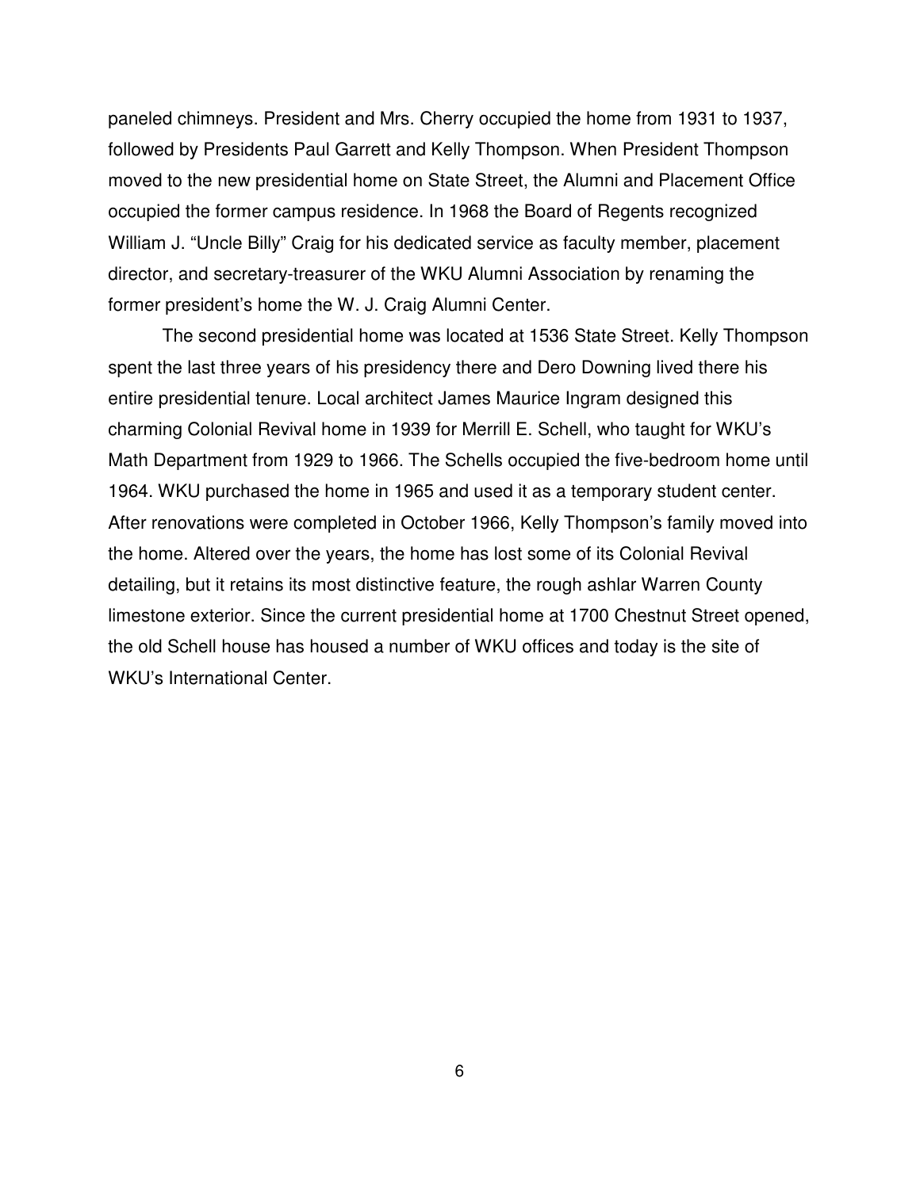paneled chimneys. President and Mrs. Cherry occupied the home from 1931 to 1937, followed by Presidents Paul Garrett and Kelly Thompson. When President Thompson moved to the new presidential home on State Street, the Alumni and Placement Office occupied the former campus residence. In 1968 the Board of Regents recognized William J. "Uncle Billy" Craig for his dedicated service as faculty member, placement director, and secretary-treasurer of the WKU Alumni Association by renaming the former president's home the W. J. Craig Alumni Center.

The second presidential home was located at 1536 State Street. Kelly Thompson spent the last three years of his presidency there and Dero Downing lived there his entire presidential tenure. Local architect James Maurice Ingram designed this charming Colonial Revival home in 1939 for Merrill E. Schell, who taught for WKU's Math Department from 1929 to 1966. The Schells occupied the five-bedroom home until 1964. WKU purchased the home in 1965 and used it as a temporary student center. After renovations were completed in October 1966, Kelly Thompson's family moved into the home. Altered over the years, the home has lost some of its Colonial Revival detailing, but it retains its most distinctive feature, the rough ashlar Warren County limestone exterior. Since the current presidential home at 1700 Chestnut Street opened, the old Schell house has housed a number of WKU offices and today is the site of WKU's International Center.